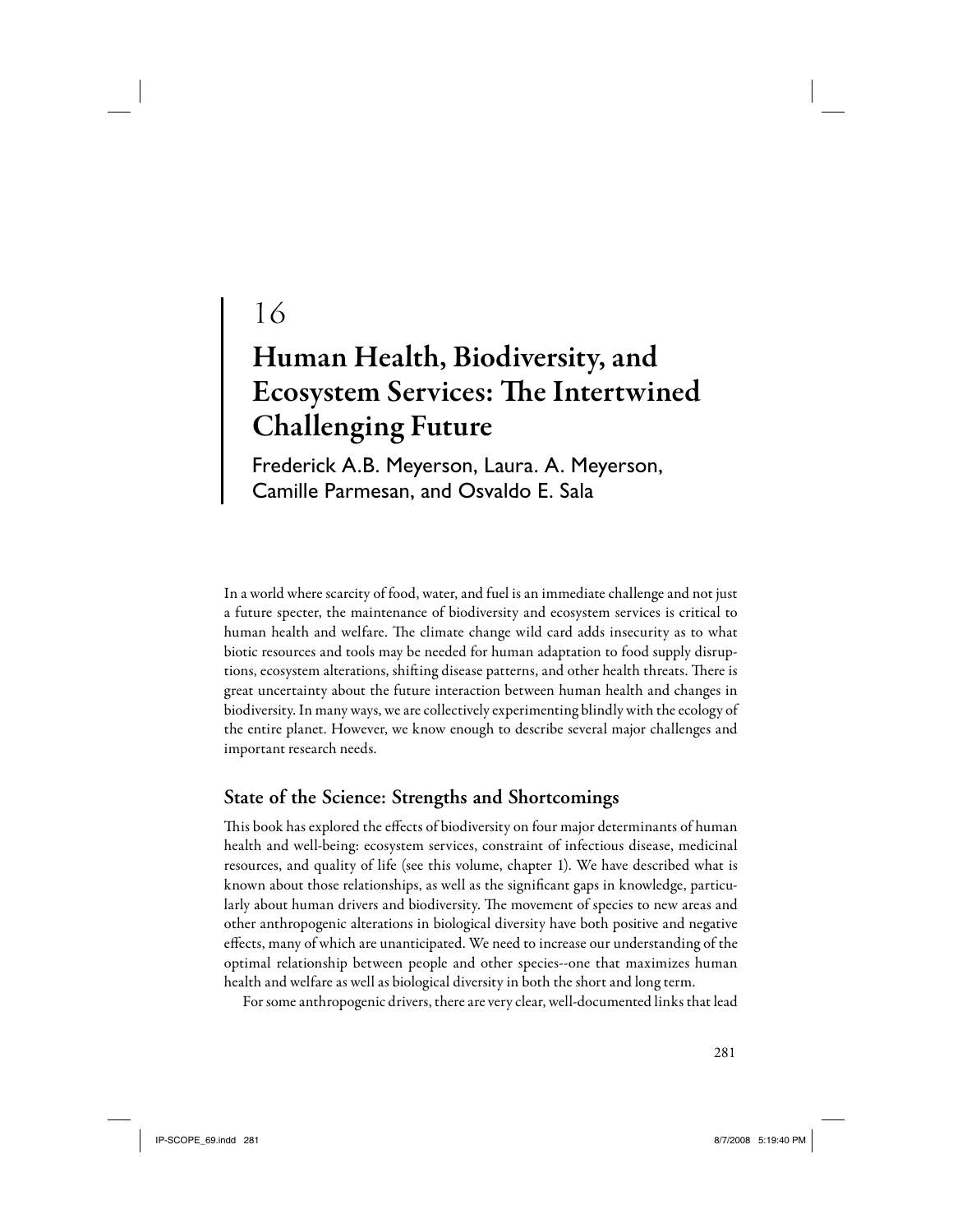# 16

# Human Health, Biodiversity, and Ecosystem Services: The Intertwined Challenging Future

Frederick A.B. Meyerson, Laura. A. Meyerson, Camille Parmesan, and Osvaldo E. Sala

In a world where scarcity of food, water, and fuel is an immediate challenge and not just a future specter, the maintenance of biodiversity and ecosystem services is critical to human health and welfare. The climate change wild card adds insecurity as to what biotic resources and tools may be needed for human adaptation to food supply disruptions, ecosystem alterations, shifting disease patterns, and other health threats. There is great uncertainty about the future interaction between human health and changes in biodiversity. In many ways, we are collectively experimenting blindly with the ecology of the entire planet. However, we know enough to describe several major challenges and important research needs.

## State of the Science: Strengths and Shortcomings

This book has explored the effects of biodiversity on four major determinants of human health and well-being: ecosystem services, constraint of infectious disease, medicinal resources, and quality of life (see this volume, chapter 1). We have described what is known about those relationships, as well as the significant gaps in knowledge, particularly about human drivers and biodiversity. The movement of species to new areas and other anthropogenic alterations in biological diversity have both positive and negative effects, many of which are unanticipated. We need to increase our understanding of the optimal relationship between people and other species--one that maximizes human health and welfare as well as biological diversity in both the short and long term.

For some anthropogenic drivers, there are very clear, well-documented links that lead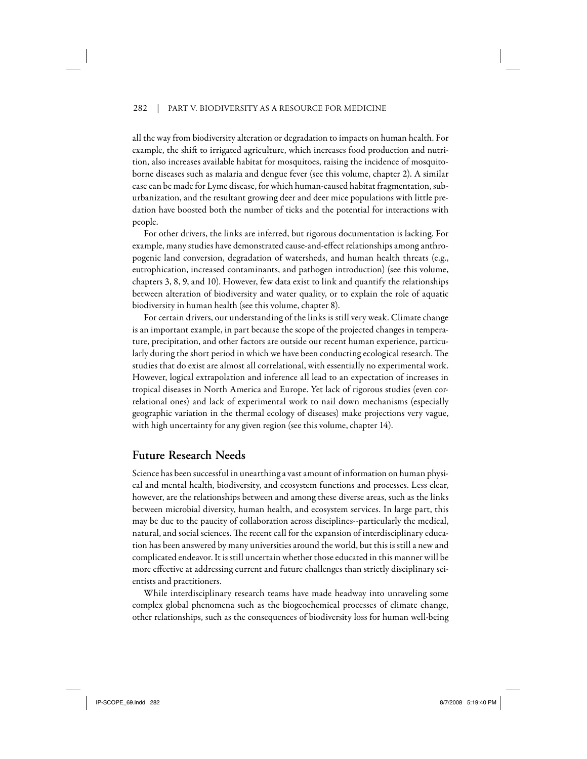all the way from biodiversity alteration or degradation to impacts on human health. For example, the shift to irrigated agriculture, which increases food production and nutrition, also increases available habitat for mosquitoes, raising the incidence of mosquito-borne diseases such as malaria and dengue fever (see this volume, chapter 2). A similar case can be made for Lyme disease, for which human-caused habitat fragmentation, suburbanization, and the resultant growing deer and deer mice populations with little predation have boosted both the number of ticks and the potential for interactions with people.

For other drivers, the links are inferred, but rigorous documentation is lacking. For example, many studies have demonstrated cause-and-effect relationships among anthropogenic land conversion, degradation of watersheds, and human health threats (e.g., eutrophication, increased contaminants, and pathogen introduction) (see this volume, chapters 3, 8, 9, and 10). However, few data exist to link and quantify the relationships between alteration of biodiversity and water quality, or to explain the role of aquatic biodiversity in human health (see this volume, chapter 8).

For certain drivers, our understanding of the links is still very weak. Climate change is an important example, in part because the scope of the projected changes in temperature, precipitation, and other factors are outside our recent human experience, particularly during the short period in which we have been conducting ecological research. The studies that do exist are almost all correlational, with essentially no experimental work. However, logical extrapolation and inference all lead to an expectation of increases in tropical diseases in North America and Europe. Yet lack of rigorous studies (even correlational ones) and lack of experimental work to nail down mechanisms (especially geographic variation in the thermal ecology of diseases) make projections very vague, with high uncertainty for any given region (see this volume, chapter 14).

## Future Research Needs

Science has been successful in unearthing a vast amount of information on human physical and mental health, biodiversity, and ecosystem functions and processes. Less clear, however, are the relationships between and among these diverse areas, such as the links between microbial diversity, human health, and ecosystem services. In large part, this may be due to the paucity of collaboration across disciplines--particularly the medical, natural, and social sciences. The recent call for the expansion of interdisciplinary education has been answered by many universities around the world, but this is still a new and complicated endeavor. It is still uncertain whether those educated in this manner will be more effective at addressing current and future challenges than strictly disciplinary scientists and practitioners.

While interdisciplinary research teams have made headway into unraveling some complex global phenomena such as the biogeochemical processes of climate change, other relationships, such as the consequences of biodiversity loss for human well-being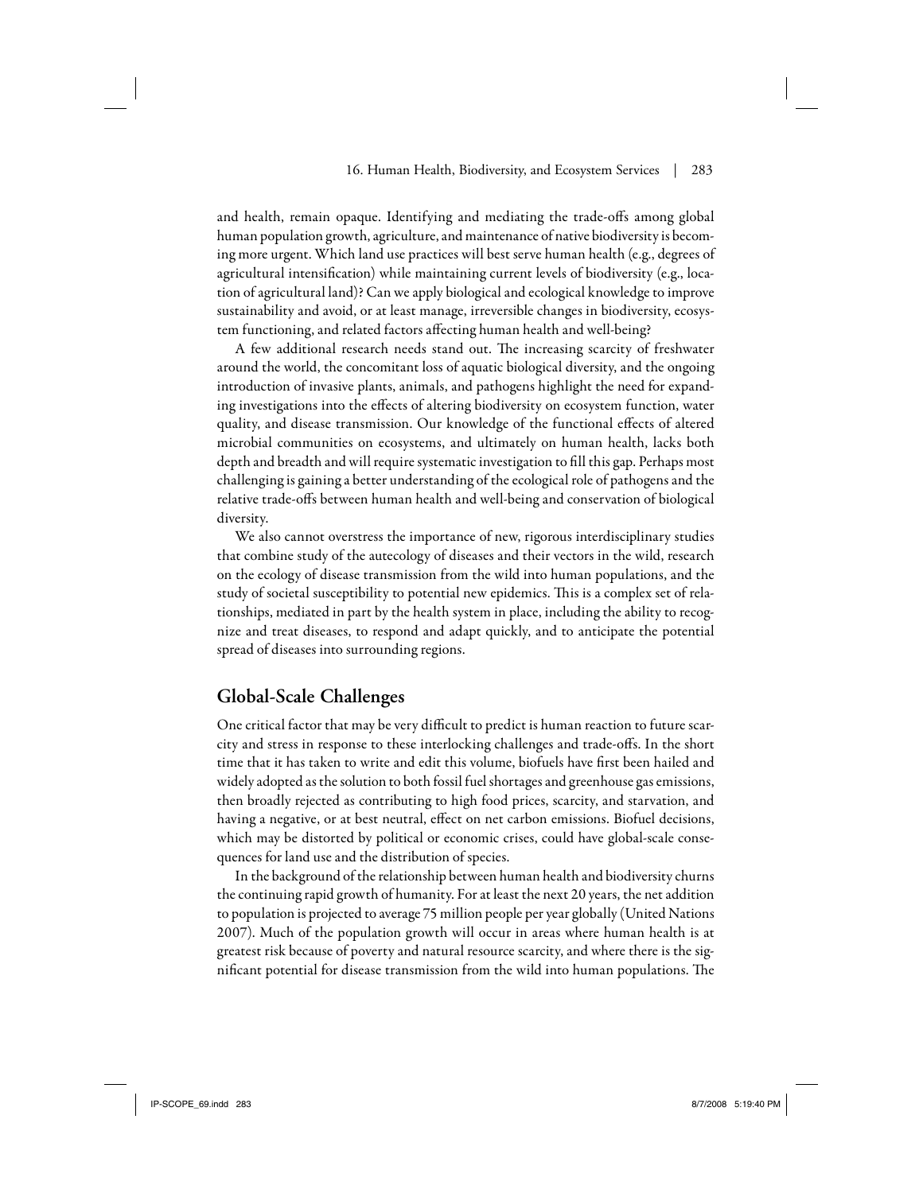and health, remain opaque. Identifying and mediating the trade-offs among global human population growth, agriculture, and maintenance of native biodiversity is becoming more urgent. Which land use practices will best serve human health (e.g., degrees of agricultural intensification) while maintaining current levels of biodiversity (e.g., location of agricultural land)? Can we apply biological and ecological knowledge to improve sustainability and avoid, or at least manage, irreversible changes in biodiversity, ecosystem functioning, and related factors affecting human health and well-being?

A few additional research needs stand out. The increasing scarcity of freshwater around the world, the concomitant loss of aquatic biological diversity, and the ongoing introduction of invasive plants, animals, and pathogens highlight the need for expanding investigations into the effects of altering biodiversity on ecosystem function, water quality, and disease transmission. Our knowledge of the functional effects of altered microbial communities on ecosystems, and ultimately on human health, lacks both depth and breadth and will require systematic investigation to fill this gap. Perhaps most challenging is gaining a better understanding of the ecological role of pathogens and the relative trade-offs between human health and well-being and conservation of biological diversity.

We also cannot overstress the importance of new, rigorous interdisciplinary studies that combine study of the autecology of diseases and their vectors in the wild, research on the ecology of disease transmission from the wild into human populations, and the study of societal susceptibility to potential new epidemics. This is a complex set of relationships, mediated in part by the health system in place, including the ability to recognize and treat diseases, to respond and adapt quickly, and to anticipate the potential spread of diseases into surrounding regions.

## Global-Scale Challenges

One critical factor that may be very difficult to predict is human reaction to future scarcity and stress in response to these interlocking challenges and trade-offs. In the short time that it has taken to write and edit this volume, biofuels have first been hailed and widely adopted as the solution to both fossil fuel shortages and greenhouse gas emissions, then broadly rejected as contributing to high food prices, scarcity, and starvation, and having a negative, or at best neutral, effect on net carbon emissions. Biofuel decisions, which may be distorted by political or economic crises, could have global-scale consequences for land use and the distribution of species.

In the background of the relationship between human health and biodiversity churns the continuing rapid growth of humanity. For at least the next 20 years, the net addition to population is projected to average 75 million people per year globally (United Nations 2007). Much of the population growth will occur in areas where human health is at greatest risk because of poverty and natural resource scarcity, and where there is the significant potential for disease transmission from the wild into human populations. The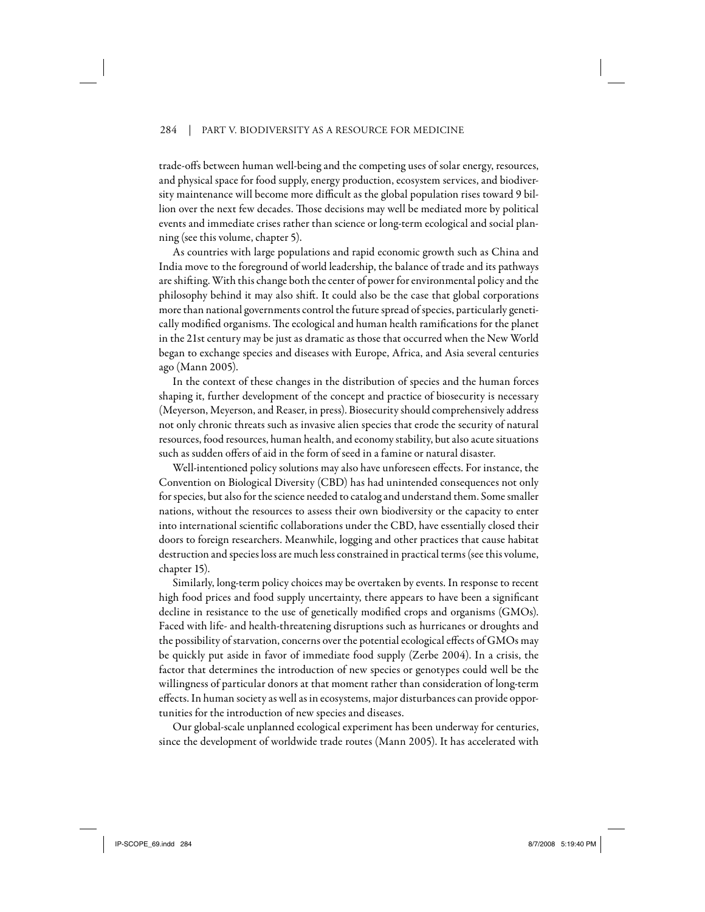trade-offs between human well-being and the competing uses of solar energy, resources, and physical space for food supply, energy production, ecosystem services, and biodiversity maintenance will become more difficult as the global population rises toward 9 billion over the next few decades. Those decisions may well be mediated more by political events and immediate crises rather than science or long-term ecological and social planning (see this volume, chapter 5).

As countries with large populations and rapid economic growth such as China and India move to the foreground of world leadership, the balance of trade and its pathways are shifting. With this change both the center of power for environmental policy and the philosophy behind it may also shift. It could also be the case that global corporations more than national governments control the future spread of species, particularly genetically modified organisms. The ecological and human health ramifications for the planet in the 21st century may be just as dramatic as those that occurred when the New World began to exchange species and diseases with Europe, Africa, and Asia several centuries ago (Mann 2005).

In the context of these changes in the distribution of species and the human forces shaping it, further development of the concept and practice of biosecurity is necessary (Meyerson, Meyerson, and Reaser, in press). Biosecurity should comprehensively address not only chronic threats such as invasive alien species that erode the security of natural resources, food resources, human health, and economy stability, but also acute situations such as sudden offers of aid in the form of seed in a famine or natural disaster.

Well-intentioned policy solutions may also have unforeseen effects. For instance, the Convention on Biological Diversity (CBD) has had unintended consequences not only for species, but also for the science needed to catalog and understand them. Some smaller nations, without the resources to assess their own biodiversity or the capacity to enter into international scientific collaborations under the CBD, have essentially closed their doors to foreign researchers. Meanwhile, logging and other practices that cause habitat destruction and species loss are much less constrained in practical terms (see this volume, chapter 15).

Similarly, long-term policy choices may be overtaken by events. In response to recent high food prices and food supply uncertainty, there appears to have been a significant decline in resistance to the use of genetically modified crops and organisms (GMOs). Faced with life- and health-threatening disruptions such as hurricanes or droughts and the possibility of starvation, concerns over the potential ecological effects of GMOs may be quickly put aside in favor of immediate food supply (Zerbe 2004). In a crisis, the factor that determines the introduction of new species or genotypes could well be the willingness of particular donors at that moment rather than consideration of long-term effects. In human society as well as in ecosystems, major disturbances can provide opportunities for the introduction of new species and diseases.

Our global-scale unplanned ecological experiment has been underway for centuries, since the development of worldwide trade routes (Mann 2005). It has accelerated with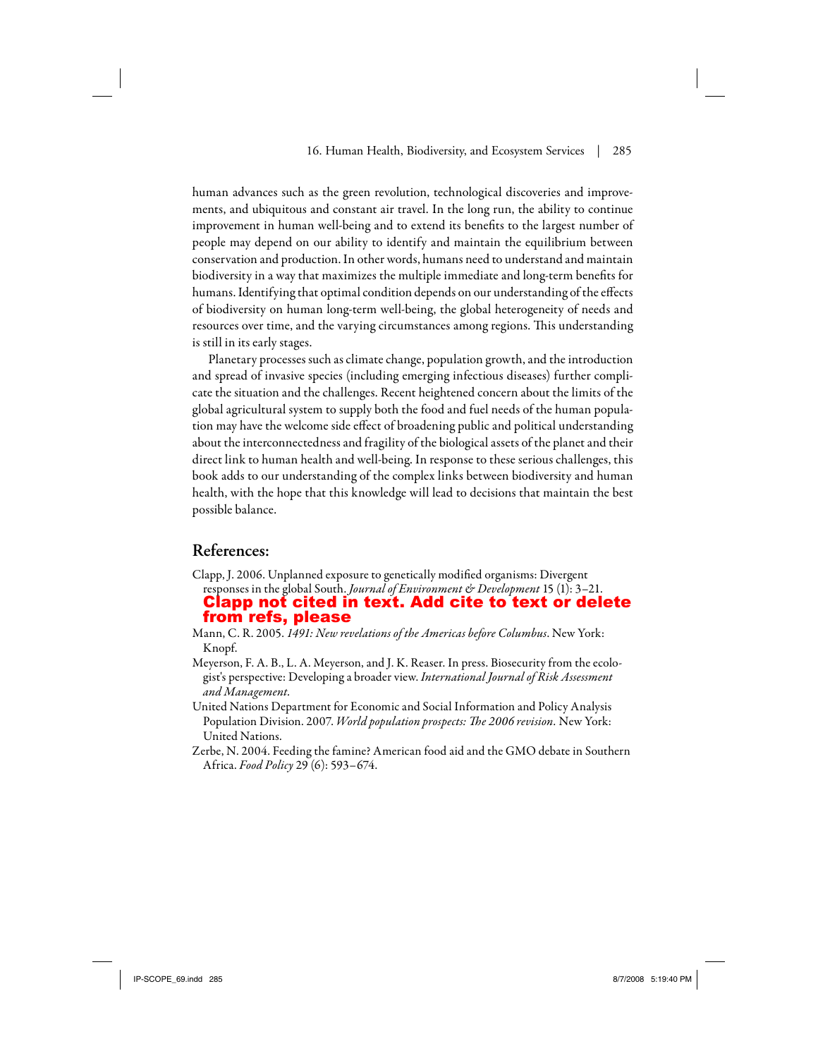human advances such as the green revolution, technological discoveries and improvements, and ubiquitous and constant air travel. In the long run, the ability to continue improvement in human well-being and to extend its benefits to the largest number of people may depend on our ability to identify and maintain the equilibrium between conservation and production. In other words, humans need to understand and maintain biodiversity in a way that maximizes the multiple immediate and long-term benefits for humans. Identifying that optimal condition depends on our understanding of the effects of biodiversity on human long-term well-being, the global heterogeneity of needs and resources over time, and the varying circumstances among regions. This understanding is still in its early stages.

Planetary processes such as climate change, population growth, and the introduction and spread of invasive species (including emerging infectious diseases) further complicate the situation and the challenges. Recent heightened concern about the limits of the global agricultural system to supply both the food and fuel needs of the human population may have the welcome side effect of broadening public and political understanding about the interconnectedness and fragility of the biological assets of the planet and their direct link to human health and well-being. In response to these serious challenges, this book adds to our understanding of the complex links between biodiversity and human health, with the hope that this knowledge will lead to decisions that maintain the best possible balance.

## References:

Clapp, J. 2006. Unplanned exposure to genetically modified organisms: Divergent responses in the global South. *Journal of Environment & Development* 15 (1): 3–21.

**Clapp not cited in text. Add cite to text or delete from refs, please**

Mann, C. R. 2005. *1491: New revelations of the Americas before Columbus*. New York: Knopf.

Meyerson, F. A. B., L. A. Meyerson, and J. K. Reaser. In press. Biosecurity from the ecologist's perspective: Developing a broader view. *International Journal of Risk Assessment and Management*.

United Nations Department for Economic and Social Information and Policy Analysis Population Division. 2007. *World population prospects: The 2006 revision*. New York: United Nations.

Zerbe, N. 2004. Feeding the famine? American food aid and the GMO debate in Southern Africa. *Food Policy* 29 (6): 593–674.